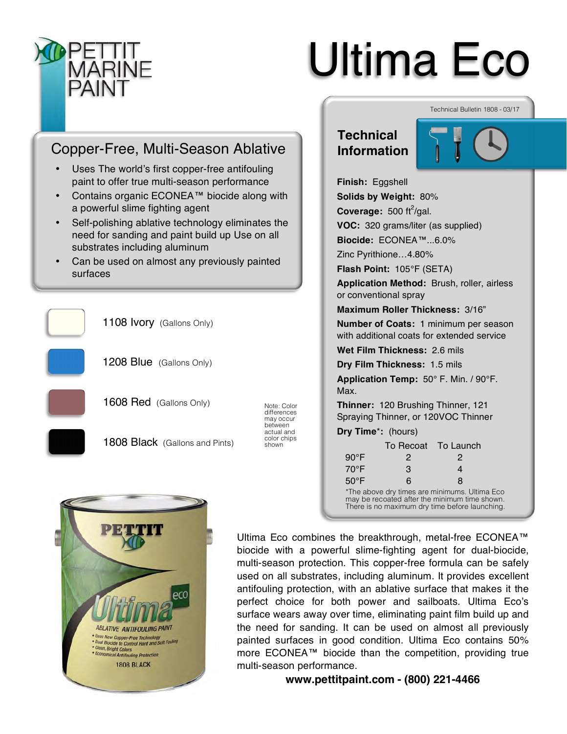# PETTIT MARINE PAINT

# Ultima Eco

## Copper-Free, Multi-Season Ablative

- Uses The world's first copper-free antifouling paint to offer true multi-season performance
- Contains organic ECONEA™ biocide along with a powerful slime fighting agent
- Self-polishing ablative technology eliminates the need for sanding and paint build up Use on all substrates including aluminum
- Can be used on almost any previously painted surfaces

1108 Ivory (Gallons Only)

1208 Blue (Gallons Only)

1608 Red (Gallons Only)

1808 Black (Gallons and Pints)

Note: Color differences may occur between actual and color chips shown

Technical Bulletin 1808 - 03/17

## Technical Information

**Finish:** Eggshell

**Solids by Weight:** 80%

**Coverage:** 500 $ft^2$/gal.

**VOC:** 320 grams/liter (as supplied)

**Biocide:** ECONEA™...6.0%

Zinc Pyrithione…4.80%

**Flash Point:** 105°F (SETA)

**Application Method:** Brush, roller, airless or conventional spray

**Maximum Roller Thickness:** 3/16"

**Number of Coats:** 1 minimum per season with additional coats for extended service

**Wet Film Thickness:** 2.6 mils

**Dry Film Thickness:** 1.5 mils

**Application Temp:** 50° F. Min. / 90°F. Max.

**Thinner:** 120 Brushing Thinner, 121 Spraying Thinner, or 120VOC Thinner

**Dry Time*:** (hours)

| | To Recoat | To Launch |
|---|---|---|
| 90°F | 2 | 2 |
| 70°F | 3 | 4 |
| 50°F | 6 | 8 |

*The above dry times are minimums. Ultima Eco may be recoated after the minimum time shown. There is no maximum dry time before launching.

Ultima Eco combines the breakthrough, metal-free ECONEA™ biocide with a powerful slime-fighting agent for dual-biocide, multi-season protection. This copper-free formula can be safely used on all substrates, including aluminum. It provides excellent antifouling protection, with an ablative surface that makes it the perfect choice for both power and sailboats. Ultima Eco's surface wears away over time, eliminating paint film build up and the need for sanding. It can be used on almost all previously painted surfaces in good condition. Ultima Eco contains 50% more ECONEA™ biocide than the competition, providing true multi-season performance.

**www.pettitpaint.com - (800) 221-4466**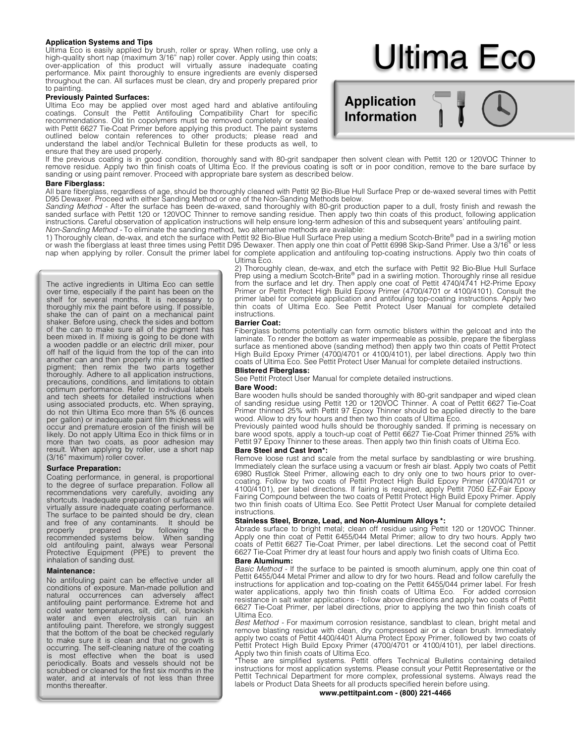# Ultima Eco

## Application Information

**Application Systems and Tips**

Ultima Eco is easily applied by brush, roller or spray. When rolling, use only a high-quality short nap (maximum 3/16" nap) roller cover. Apply using thin coats; over-application of this product will virtually assure inadequate coating performance. Mix paint thoroughly to ensure ingredients are evenly dispersed throughout the can. All surfaces must be clean, dry and properly prepared prior to painting.

**Previously Painted Surfaces:**

Ultima Eco may be applied over most aged hard and ablative antifouling coatings. Consult the Pettit Antifouling Compatibility Chart for specific recommendations. Old tin copolymers must be removed completely or sealed with Pettit 6627 Tie-Coat Primer before applying this product. The paint systems outlined below contain references to other products; please read and understand the label and/or Technical Bulletin for these products as well, to ensure that they are used properly.

If the previous coating is in good condition, thoroughly sand with 80-grit sandpaper then solvent clean with Pettit 120 or 120VOC Thinner to remove residue. Apply two thin finish coats of Ultima Eco. If the previous coating is soft or in poor condition, remove to the bare surface by sanding or using paint remover. Proceed with appropriate bare system as described below.

**Bare Fiberglass:**

All bare fiberglass, regardless of age, should be thoroughly cleaned with Pettit 92 Bio-Blue Hull Surface Prep or de-waxed several times with Pettit D95 Dewaxer. Proceed with either Sanding Method or one of the Non-Sanding Methods below.

*Sanding Method* - After the surface has been de-waxed, sand thoroughly with 80-grit production paper to a dull, frosty finish and rewash the sanded surface with Pettit 120 or 120VOC Thinner to remove sanding residue. Then apply two thin coats of this product, following application instructions. Careful observation of application instructions will help ensure long-term adhesion of this and subsequent years' antifouling paint.

*Non-Sanding Method* - To eliminate the sanding method, two alternative methods are available:

1) Thoroughly clean, de-wax, and etch the surface with Pettit 92 Bio-Blue Hull Surface Prep using a medium Scotch-Brite® pad in a swirling motion or wash the fiberglass at least three times using Pettit D95 Dewaxer. Then apply one thin coat of Pettit 6998 Skip-Sand Primer. Use a 3/16" or less nap when applying by roller. Consult the primer label for complete application and antifouling top-coating instructions. Apply two thin coats of Ultima Eco.

2) Thoroughly clean, de-wax, and etch the surface with Pettit 92 Bio-Blue Hull Surface Prep using a medium Scotch-Brite® pad in a swirling motion. Thoroughly rinse all residue from the surface and let dry. Then apply one coat of Pettit 4740/4741 H2-Prime Epoxy Primer or Pettit Protect High Build Epoxy Primer (4700/4701 or 4100/4101). Consult the primer label for complete application and antifouling top-coating instructions. Apply two thin coats of Ultima Eco. See Pettit Protect User Manual for complete detailed instructions.

**Barrier Coat:**

Fiberglass bottoms potentially can form osmotic blisters within the gelcoat and into the laminate. To render the bottom as water impermeable as possible, prepare the fiberglass surface as mentioned above (sanding method) then apply two thin coats of Pettit Protect High Build Epoxy Primer (4700/4701 or 4100/4101), per label directions. Apply two thin coats of Ultima Eco. See Pettit Protect User Manual for complete detailed instructions.

**Blistered Fiberglass:**

See Pettit Protect User Manual for complete detailed instructions.

**Bare Wood:**

Bare wooden hulls should be sanded thoroughly with 80-grit sandpaper and wiped clean of sanding residue using Pettit 120 or 120VOC Thinner. A coat of Pettit 6627 Tie-Coat Primer thinned 25% with Pettit 97 Epoxy Thinner should be applied directly to the bare wood. Allow to dry four hours and then two thin coats of Ultima Eco.

Previously painted wood hulls should be thoroughly sanded. If priming is necessary on bare wood spots, apply a touch-up coat of Pettit 6627 Tie-Coat Primer thinned 25% with Pettit 97 Epoxy Thinner to these areas. Then apply two thin finish coats of Ultima Eco.

**Bare Steel and Cast Iron\*:**

Remove loose rust and scale from the metal surface by sandblasting or wire brushing. Immediately clean the surface using a vacuum or fresh air blast. Apply two coats of Pettit 6980 Rustlok Steel Primer, allowing each to dry only one to two hours prior to over-coating. Follow by two coats of Pettit Protect High Build Epoxy Primer (4700/4701 or 4100/4101), per label directions. If fairing is required, apply Pettit 7050 EZ-Fair Epoxy Fairing Compound between the two coats of Pettit Protect High Build Epoxy Primer. Apply two thin finish coats of Ultima Eco. See Pettit Protect User Manual for complete detailed instructions.

**Stainless Steel, Bronze, Lead, and Non-Aluminum Alloys \*:**

Abrade surface to bright metal; clean off residue using Pettit 120 or 120VOC Thinner. Apply one thin coat of Pettit 6455/044 Metal Primer; allow to dry two hours. Apply two coats of Pettit 6627 Tie-Coat Primer, per label directions. Let the second coat of Pettit 6627 Tie-Coat Primer dry at least four hours and apply two finish coats of Ultima Eco.

**Bare Aluminum:**

*Basic Method* - If the surface to be painted is smooth aluminum, apply one thin coat of Pettit 6455/044 Metal Primer and allow to dry for two hours. Read and follow carefully the instructions for application and top-coating on the Pettit 6455/044 primer label. For fresh water applications, apply two thin finish coats of Ultima Eco. For added corrosion resistance in salt water applications - follow above directions and apply two coats of Pettit 6627 Tie-Coat Primer, per label directions, prior to applying the two thin finish coats of Ultima Eco.

*Best Method* - For maximum corrosion resistance, sandblast to clean, bright metal and remove blasting residue with clean, dry compressed air or a clean brush. Immediately apply two coats of Pettit 4400/4401 Aluma Protect Epoxy Primer, followed by two coats of Pettit Protect High Build Epoxy Primer (4700/4701 or 4100/4101), per label directions. Apply two thin finish coats of Ultima Eco.

\*These are simplified systems. Pettit offers Technical Bulletins containing detailed instructions for most application systems. Please consult your Pettit Representative or the Pettit Technical Department for more complex, professional systems. Always read the labels or Product Data Sheets for all products specified herein before using.

---

The active ingredients in Ultima Eco can settle over time, especially if the paint has been on the shelf for several months. It is necessary to thoroughly mix the paint before using. If possible, shake the can of paint on a mechanical paint shaker. Before using, check the sides and bottom of the can to make sure all of the pigment has been mixed in. If mixing is going to be done with a wooden paddle or an electric drill mixer, pour off half of the liquid from the top of the can into another can and then properly mix in any settled pigment; then remix the two parts together thoroughly. Adhere to all application instructions, precautions, conditions, and limitations to obtain optimum performance. Refer to individual labels and tech sheets for detailed instructions when using associated products, etc. When spraying, do not thin Ultima Eco more than 5% (6 ounces per gallon) or inadequate paint film thickness will occur and premature erosion of the finish will be likely. Do not apply Ultima Eco in thick films or in more than two coats, as poor adhesion may result. When applying by roller, use a short nap (3/16" maximum) roller cover.

**Surface Preparation:**

Coating performance, in general, is proportional to the degree of surface preparation. Follow all recommendations very carefully, avoiding any shortcuts. Inadequate preparation of surfaces will virtually assure inadequate coating performance. The surface to be painted should be dry, clean and free of any contaminants. It should be properly prepared by following the recommended systems below. When sanding old antifouling paint, always wear Personal Protective Equipment (PPE) to prevent the inhalation of sanding dust.

**Maintenance:**

No antifouling paint can be effective under all conditions of exposure. Man-made pollution and natural occurrences can adversely affect antifouling paint performance. Extreme hot and cold water temperatures, silt, dirt, oil, brackish water and even electrolysis can ruin an antifouling paint. Therefore, we strongly suggest that the bottom of the boat be checked regularly to make sure it is clean and that no growth is occurring. The self-cleaning nature of the coating is most effective when the boat is used periodically. Boats and vessels should not be scrubbed or cleaned for the first six months in the water, and at intervals of not less than three months thereafter.

**www.pettitpaint.com - (800) 221-4466**